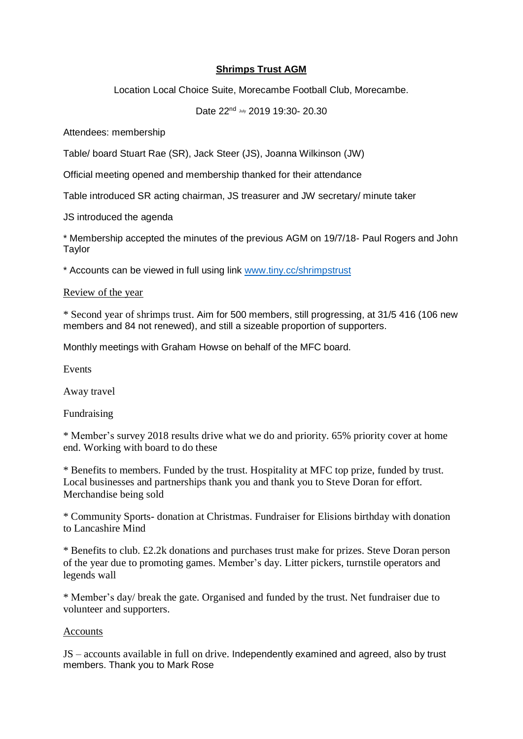# **Shrimps Trust AGM**

Location Local Choice Suite, Morecambe Football Club, Morecambe.

Date 22nd July 2019 19:30- 20.30

Attendees: membership

Table/ board Stuart Rae (SR), Jack Steer (JS), Joanna Wilkinson (JW)

Official meeting opened and membership thanked for their attendance

Table introduced SR acting chairman, JS treasurer and JW secretary/ minute taker

JS introduced the agenda

* Membership accepted the minutes of the previous AGM on 19/7/18- Paul Rogers and John Taylor

* Accounts can be viewed in full using link [www.tiny.cc/shrimpstrust](http://www.tiny.cc/shrimpstrust)

<u>Review of the year</u>

* Second year of shrimps trust. Aim for 500 members, still progressing, at 31/5 416 (106 new members and 84 not renewed), and still a sizeable proportion of supporters.

Monthly meetings with Graham Howse on behalf of the MFC board.

Events

Away travel

Fundraising

* Member's survey 2018 results drive what we do and priority. 65% priority cover at home end. Working with board to do these

* Benefits to members. Funded by the trust. Hospitality at MFC top prize, funded by trust. Local businesses and partnerships thank you and thank you to Steve Doran for effort. Merchandise being sold

* Community Sports- donation at Christmas. Fundraiser for Elisions birthday with donation to Lancashire Mind

* Benefits to club. £2.2k donations and purchases trust make for prizes. Steve Doran person of the year due to promoting games. Member's day. Litter pickers, turnstile operators and legends wall

* Member's day/ break the gate. Organised and funded by the trust. Net fundraiser due to volunteer and supporters.

<u>Accounts</u>

JS – accounts available in full on drive. Independently examined and agreed, also by trust members. Thank you to Mark Rose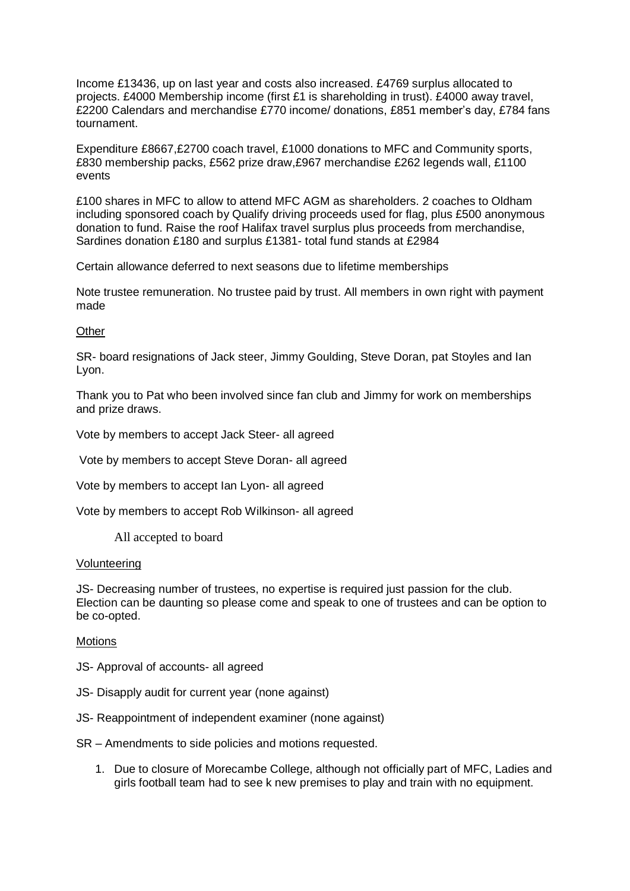Income £13436, up on last year and costs also increased. £4769 surplus allocated to projects. £4000 Membership income (first £1 is shareholding in trust). £4000 away travel, £2200 Calendars and merchandise £770 income/ donations, £851 member's day, £784 fans tournament.

Expenditure £8667,£2700 coach travel, £1000 donations to MFC and Community sports, £830 membership packs, £562 prize draw,£967 merchandise £262 legends wall, £1100 events

£100 shares in MFC to allow to attend MFC AGM as shareholders. 2 coaches to Oldham including sponsored coach by Qualify driving proceeds used for flag, plus £500 anonymous donation to fund. Raise the roof Halifax travel surplus plus proceeds from merchandise, Sardines donation £180 and surplus £1381- total fund stands at £2984

Certain allowance deferred to next seasons due to lifetime memberships

Note trustee remuneration. No trustee paid by trust. All members in own right with payment made

<u>Other</u>

SR- board resignations of Jack steer, Jimmy Goulding, Steve Doran, pat Stoyles and Ian Lyon.

Thank you to Pat who been involved since fan club and Jimmy for work on memberships and prize draws.

Vote by members to accept Jack Steer- all agreed

Vote by members to accept Steve Doran- all agreed

Vote by members to accept Ian Lyon- all agreed

Vote by members to accept Rob Wilkinson- all agreed

All accepted to board

<u>Volunteering</u>

JS- Decreasing number of trustees, no expertise is required just passion for the club. Election can be daunting so please come and speak to one of trustees and can be option to be co-opted.

<u>Motions</u>

JS- Approval of accounts- all agreed

JS- Disapply audit for current year (none against)

JS- Reappointment of independent examiner (none against)

SR – Amendments to side policies and motions requested.

1. Due to closure of Morecambe College, although not officially part of MFC, Ladies and girls football team had to see k new premises to play and train with no equipment.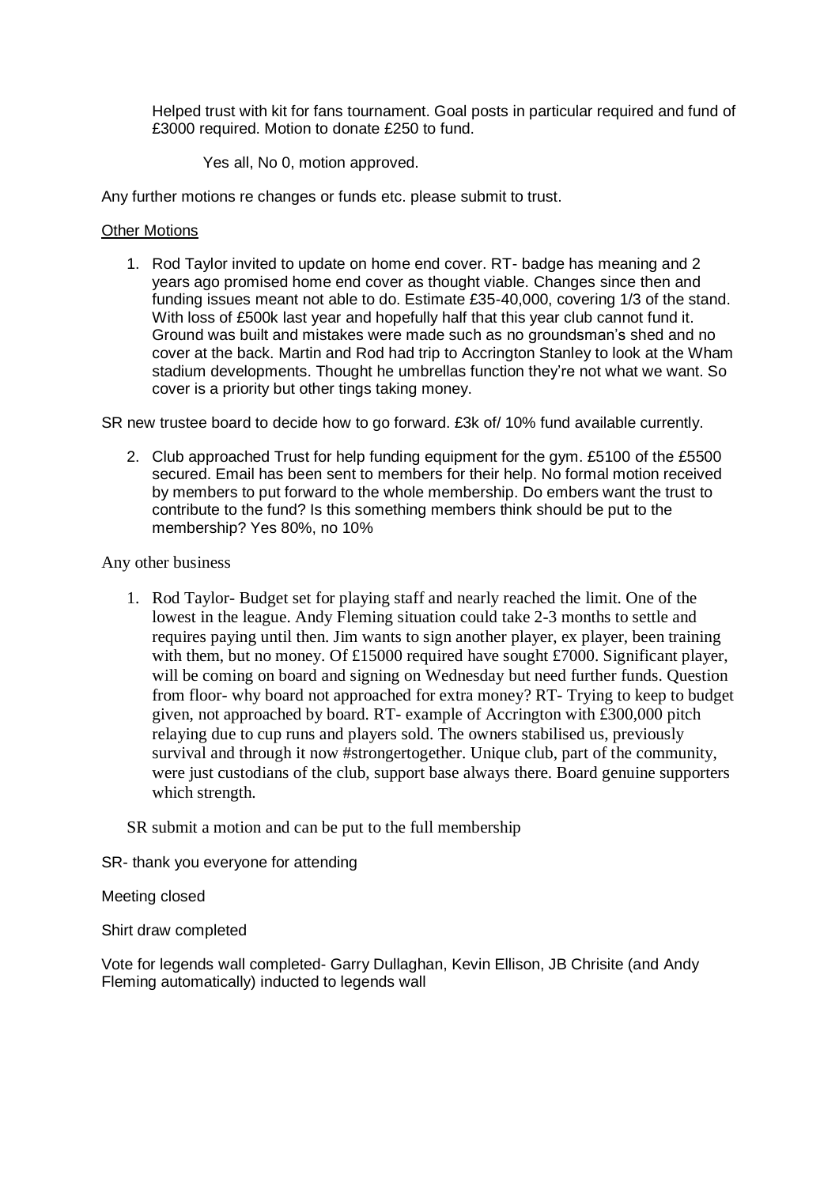Helped trust with kit for fans tournament. Goal posts in particular required and fund of £3000 required. Motion to donate £250 to fund.

Yes all, No 0, motion approved.

Any further motions re changes or funds etc. please submit to trust.

Other Motions

1. Rod Taylor invited to update on home end cover. RT- badge has meaning and 2 years ago promised home end cover as thought viable. Changes since then and funding issues meant not able to do. Estimate £35-40,000, covering 1/3 of the stand. With loss of £500k last year and hopefully half that this year club cannot fund it. Ground was built and mistakes were made such as no groundsman's shed and no cover at the back. Martin and Rod had trip to Accrington Stanley to look at the Wham stadium developments. Thought he umbrellas function they're not what we want. So cover is a priority but other tings taking money.

SR new trustee board to decide how to go forward. £3k of/ 10% fund available currently.

2. Club approached Trust for help funding equipment for the gym. £5100 of the £5500 secured. Email has been sent to members for their help. No formal motion received by members to put forward to the whole membership. Do embers want the trust to contribute to the fund? Is this something members think should be put to the membership? Yes 80%, no 10%

Any other business

1. Rod Taylor- Budget set for playing staff and nearly reached the limit. One of the lowest in the league. Andy Fleming situation could take 2-3 months to settle and requires paying until then. Jim wants to sign another player, ex player, been training with them, but no money. Of £15000 required have sought £7000. Significant player, will be coming on board and signing on Wednesday but need further funds. Question from floor- why board not approached for extra money? RT- Trying to keep to budget given, not approached by board. RT- example of Accrington with £300,000 pitch relaying due to cup runs and players sold. The owners stabilised us, previously survival and through it now #strongertogether. Unique club, part of the community, were just custodians of the club, support base always there. Board genuine supporters which strength.

SR submit a motion and can be put to the full membership

SR- thank you everyone for attending

Meeting closed

Shirt draw completed

Vote for legends wall completed- Garry Dullaghan, Kevin Ellison, JB Chrisite (and Andy Fleming automatically) inducted to legends wall